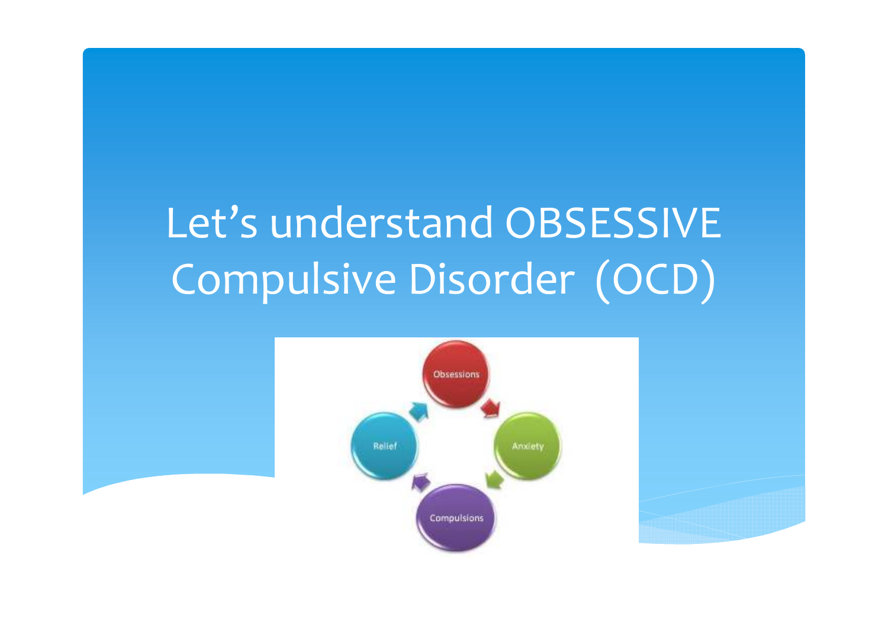# Let's understand OBSESSIVE Compulsive Disorder (OCD)

Obsessions

Anxiety

Compulsions

Relief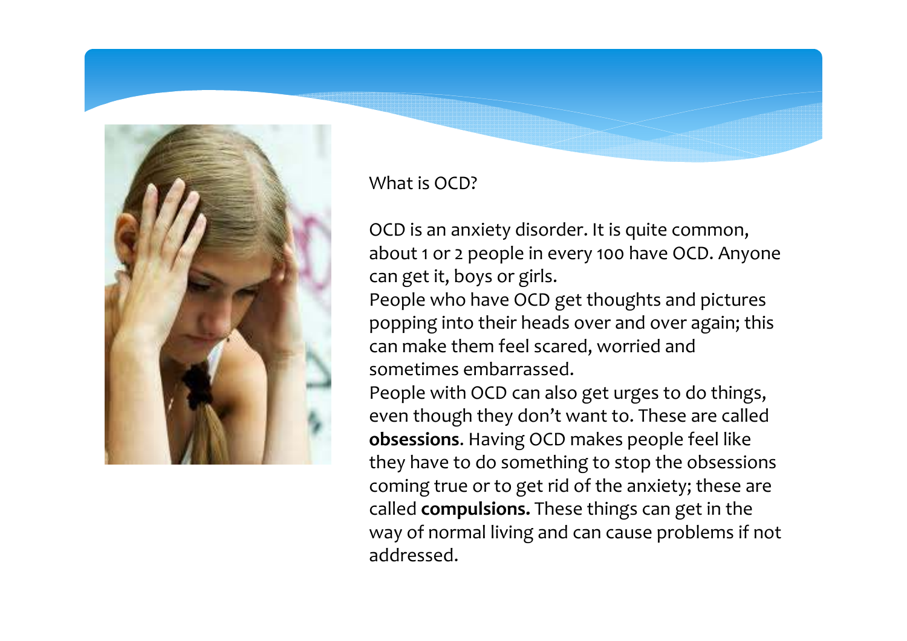What is OCD?

OCD is an anxiety disorder. It is quite common, about 1 or 2 people in every 100 have OCD. Anyone can get it, boys or girls.

People who have OCD get thoughts and pictures popping into their heads over and over again; this can make them feel scared, worried and sometimes embarrassed.

People with OCD can also get urges to do things, even though they don't want to. These are called **obsessions**. Having OCD makes people feel like they have to do something to stop the obsessions coming true or to get rid of the anxiety; these are called **compulsions.** These things can get in the way of normal living and can cause problems if not addressed.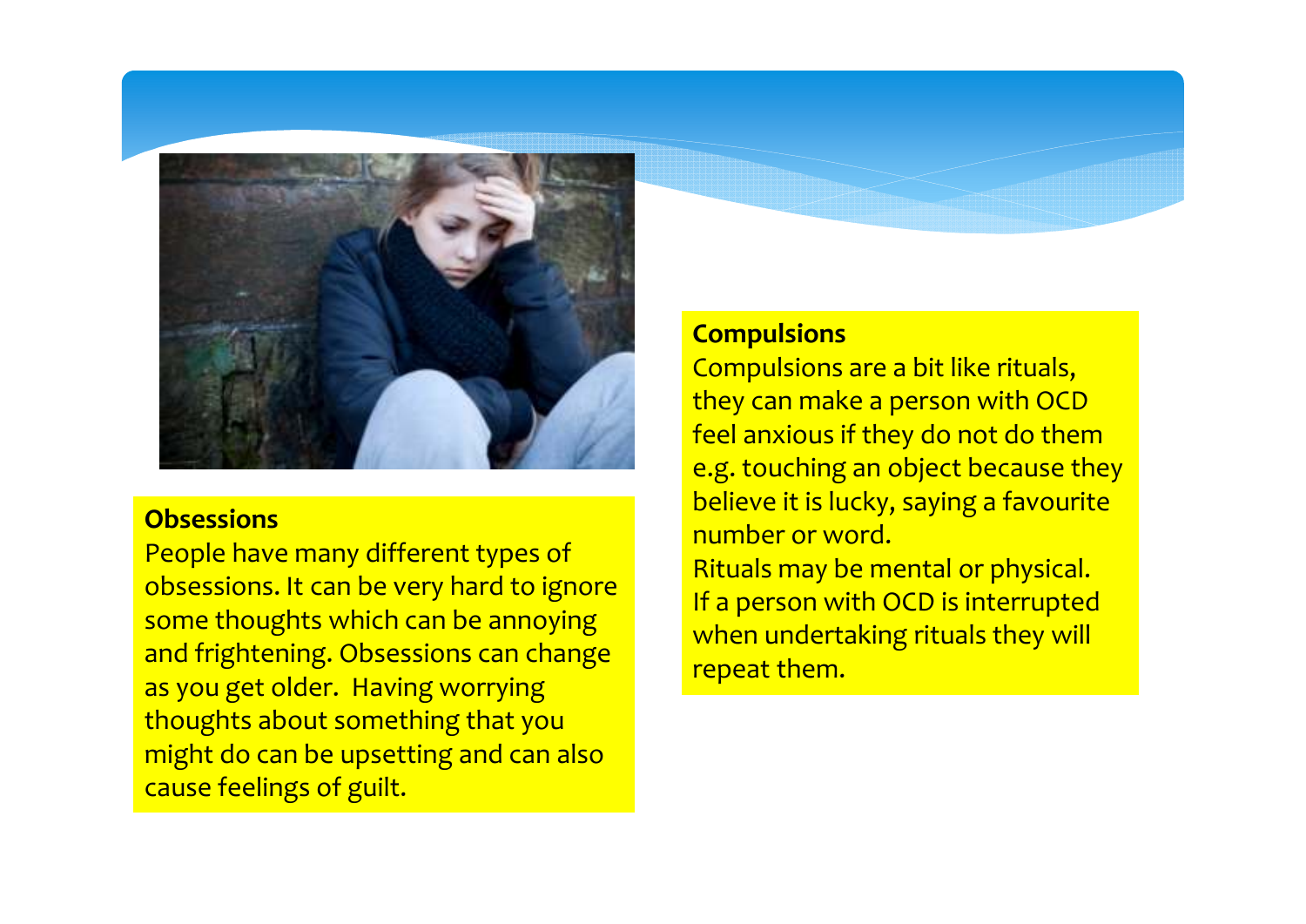## Obsessions

People have many different types of obsessions. It can be very hard to ignore some thoughts which can be annoying and frightening. Obsessions can change as you get older. Having worrying thoughts about something that you might do can be upsetting and can also cause feelings of guilt.

## Compulsions

Compulsions are a bit like rituals, they can make a person with OCD feel anxious if they do not do them e.g. touching an object because they believe it is lucky, saying a favourite number or word.

Rituals may be mental or physical.

If a person with OCD is interrupted when undertaking rituals they will repeat them.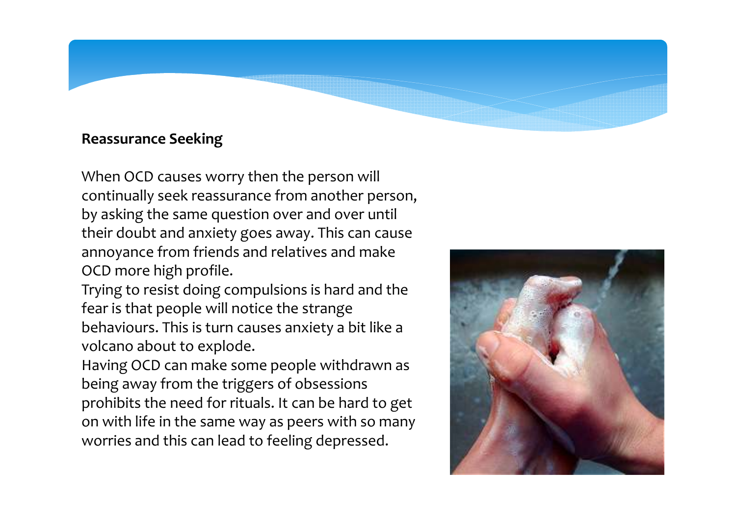## Reassurance Seeking

When OCD causes worry then the person will continually seek reassurance from another person, by asking the same question over and over until their doubt and anxiety goes away. This can cause annoyance from friends and relatives and make OCD more high profile.

Trying to resist doing compulsions is hard and the fear is that people will notice the strange behaviours. This is turn causes anxiety a bit like a volcano about to explode.

Having OCD can make some people withdrawn as being away from the triggers of obsessions prohibits the need for rituals. It can be hard to get on with life in the same way as peers with so many worries and this can lead to feeling depressed.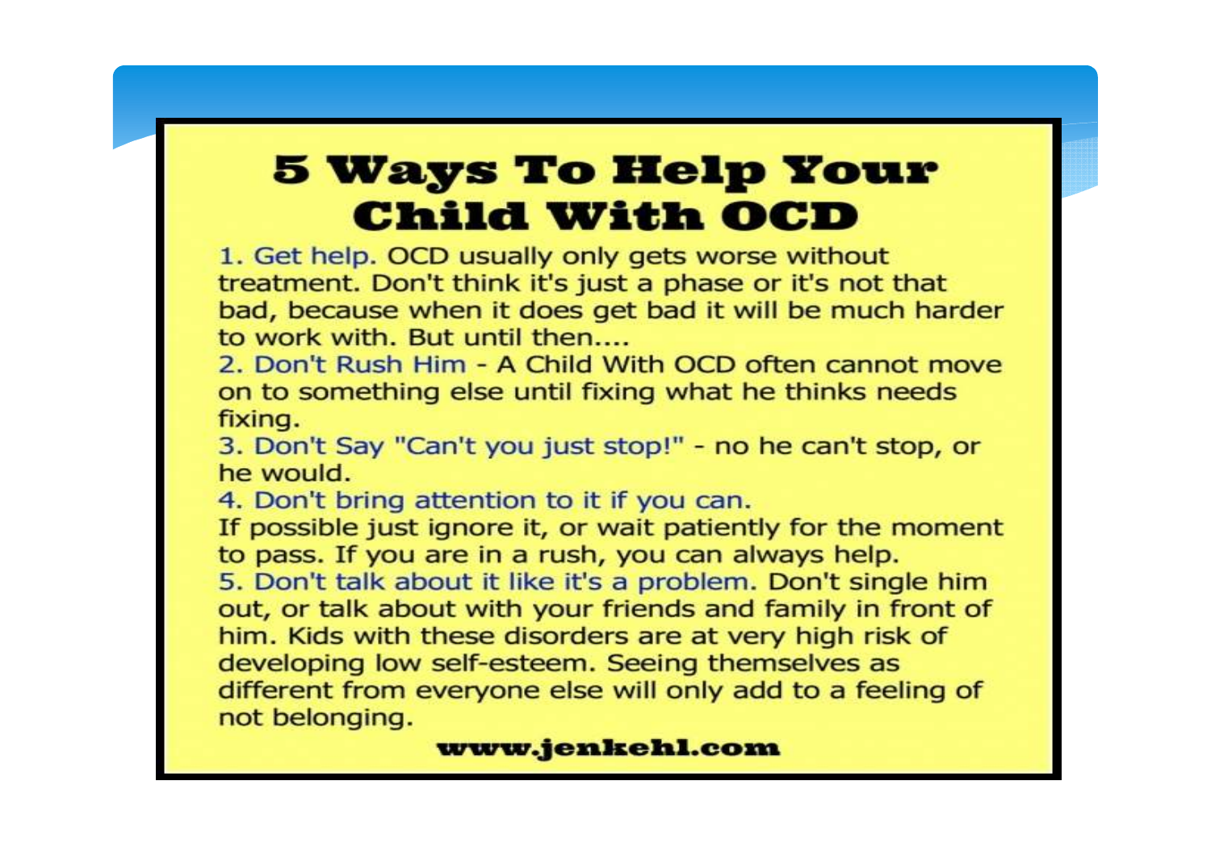# 5 Ways To Help Your Child With OCD

1. Get help. OCD usually only gets worse without treatment. Don't think it's just a phase or it's not that bad, because when it does get bad it will be much harder to work with. But until then....
2. Don't Rush Him - A Child With OCD often cannot move on to something else until fixing what he thinks needs fixing.
3. Don't Say "Can't you just stop!" - no he can't stop, or he would.
4. Don't bring attention to it if you can.
   If possible just ignore it, or wait patiently for the moment to pass. If you are in a rush, you can always help.
5. Don't talk about it like it's a problem. Don't single him out, or talk about with your friends and family in front of him. Kids with these disorders are at very high risk of developing low self-esteem. Seeing themselves as different from everyone else will only add to a feeling of not belonging.

**www.jenkehl.com**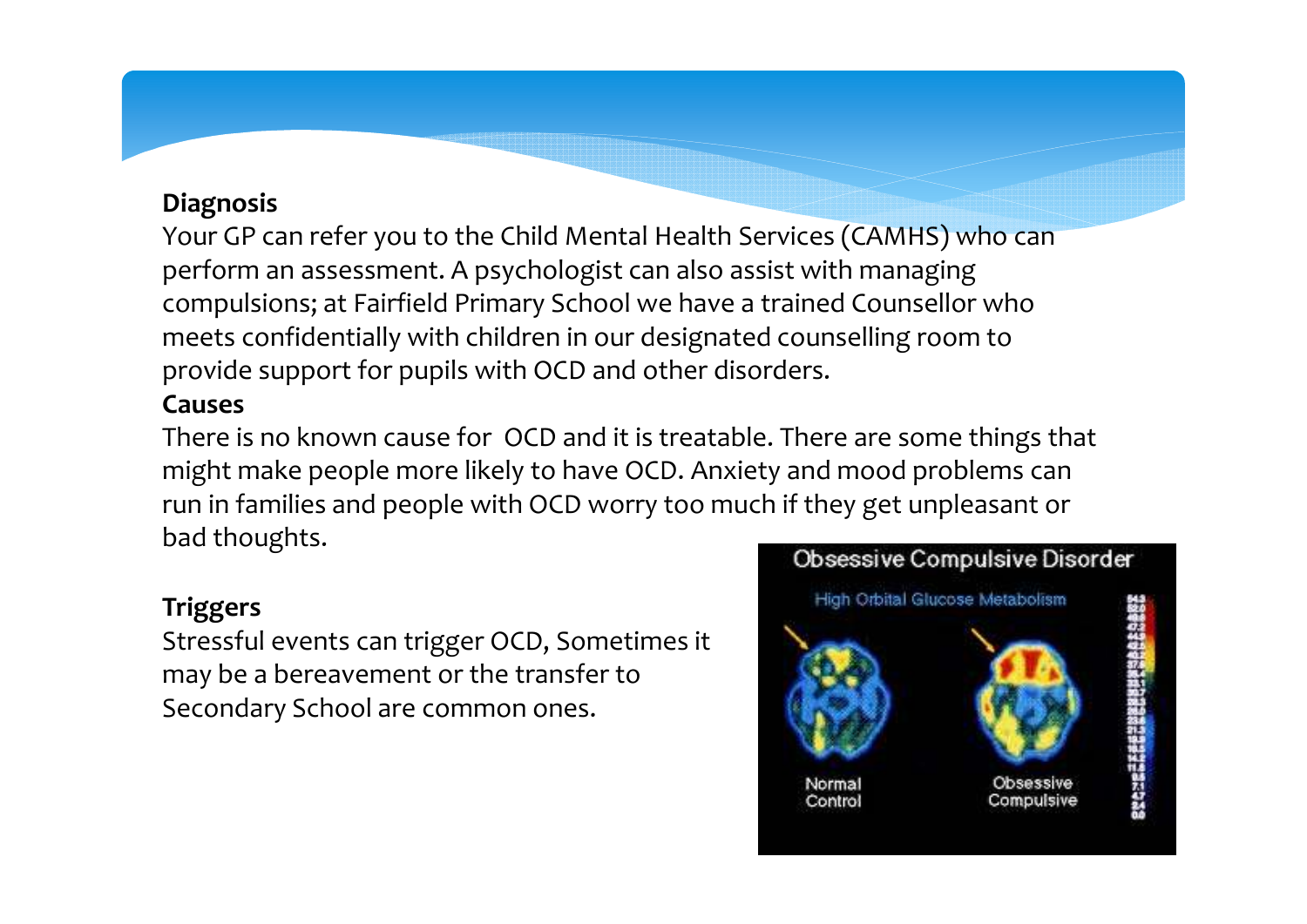**Diagnosis**

Your GP can refer you to the Child Mental Health Services (CAMHS) who can perform an assessment. A psychologist can also assist with managing compulsions; at Fairfield Primary School we have a trained Counsellor who meets confidentially with children in our designated counselling room to provide support for pupils with OCD and other disorders.

**Causes**

There is no known cause for OCD and it is treatable. There are some things that might make people more likely to have OCD. Anxiety and mood problems can run in families and people with OCD worry too much if they get unpleasant or bad thoughts.

**Triggers**

Stressful events can trigger OCD, Sometimes it may be a bereavement or the transfer to Secondary School are common ones.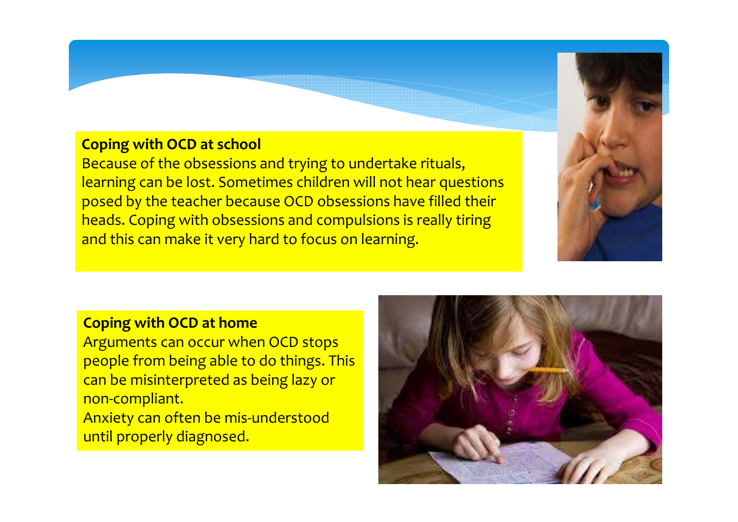## Coping with OCD at school

Because of the obsessions and trying to undertake rituals, learning can be lost. Sometimes children will not hear questions posed by the teacher because OCD obsessions have filled their heads. Coping with obsessions and compulsions is really tiring and this can make it very hard to focus on learning.

## Coping with OCD at home

Arguments can occur when OCD stops people from being able to do things. This can be misinterpreted as being lazy or non-compliant.

Anxiety can often be mis-understood until properly diagnosed.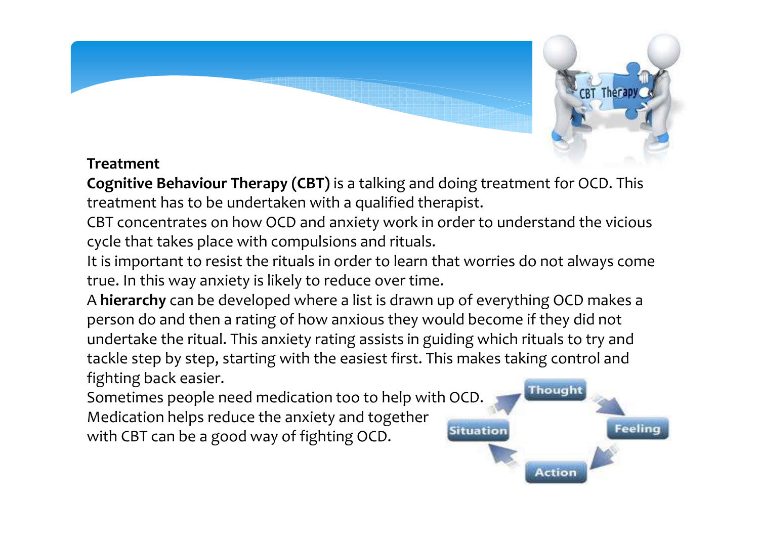**Treatment**

**Cognitive Behaviour Therapy (CBT)** is a talking and doing treatment for OCD. This treatment has to be undertaken with a qualified therapist.

CBT concentrates on how OCD and anxiety work in order to understand the vicious cycle that takes place with compulsions and rituals.

It is important to resist the rituals in order to learn that worries do not always come true. In this way anxiety is likely to reduce over time.

A **hierarchy** can be developed where a list is drawn up of everything OCD makes a person do and then a rating of how anxious they would become if they did not undertake the ritual. This anxiety rating assists in guiding which rituals to try and tackle step by step, starting with the easiest first. This makes taking control and fighting back easier.

Sometimes people need medication too to help with OCD. Medication helps reduce the anxiety and together with CBT can be a good way of fighting OCD.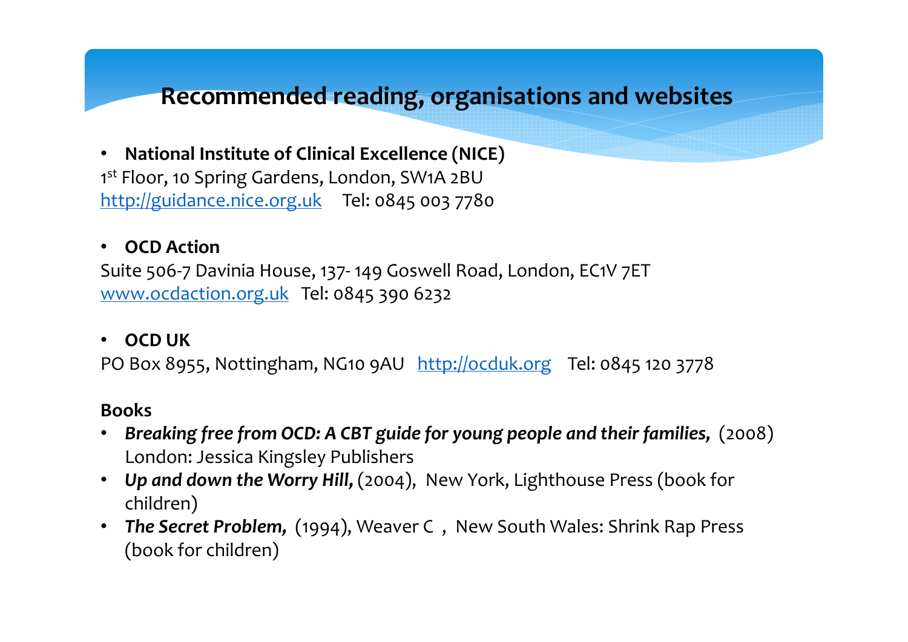# Recommended reading, organisations and websites

- **National Institute of Clinical Excellence (NICE)**

1st Floor, 10 Spring Gardens, London, SW1A 2BU
http://guidance.nice.org.uk Tel: 0845 003 7780

- **OCD Action**

Suite 506-7 Davinia House, 137- 149 Goswell Road, London, EC1V 7ET
www.ocdaction.org.uk Tel: 0845 390 6232

- **OCD UK**

PO Box 8955, Nottingham, NG10 9AU http://ocduk.org Tel: 0845 120 3778

**Books**

- ***Breaking free from OCD: A CBT guide for young people and their families,*** (2008) London: Jessica Kingsley Publishers
- ***Up and down the Worry Hill,*** (2004), New York, Lighthouse Press (book for children)
- ***The Secret Problem,*** (1994), Weaver C , New South Wales: Shrink Rap Press (book for children)